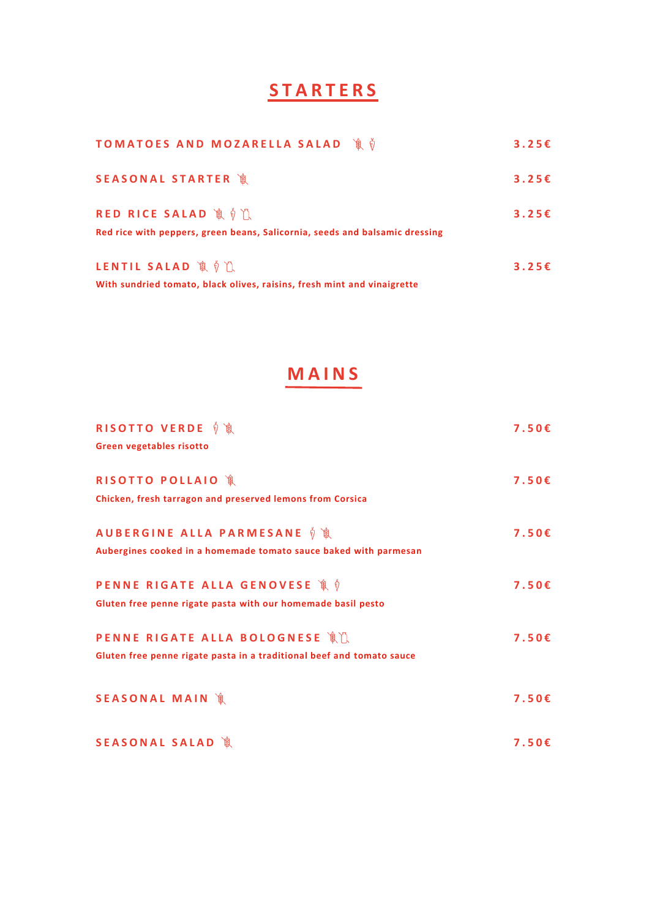# STARTERS

**TOMATOES AND MOZARELLA SALAD** 3.25€

**SEASONAL STARTER** 3.25€

**RED RICE SALAD** 3.25€

Red rice with peppers, green beans, Salicornia, seeds and balsamic dressing

**LENTIL SALAD** 3.25€

With sundried tomato, black olives, raisins, fresh mint and vinaigrette

# MAINS

**RISOTTO VERDE** 7.50€

Green vegetables risotto

**RISOTTO POLLAIO** 7.50€

Chicken, fresh tarragon and preserved lemons from Corsica

**AUBERGINE ALLA PARMESANE** 7.50€

Aubergines cooked in a homemade tomato sauce baked with parmesan

**PENNE RIGATE ALLA GENOVESE** 7.50€

Gluten free penne rigate pasta with our homemade basil pesto

**PENNE RIGATE ALLA BOLOGNESE** 7.50€

Gluten free penne rigate pasta in a traditional beef and tomato sauce

**SEASONAL MAIN** 7.50€

**SEASONAL SALAD** 7.50€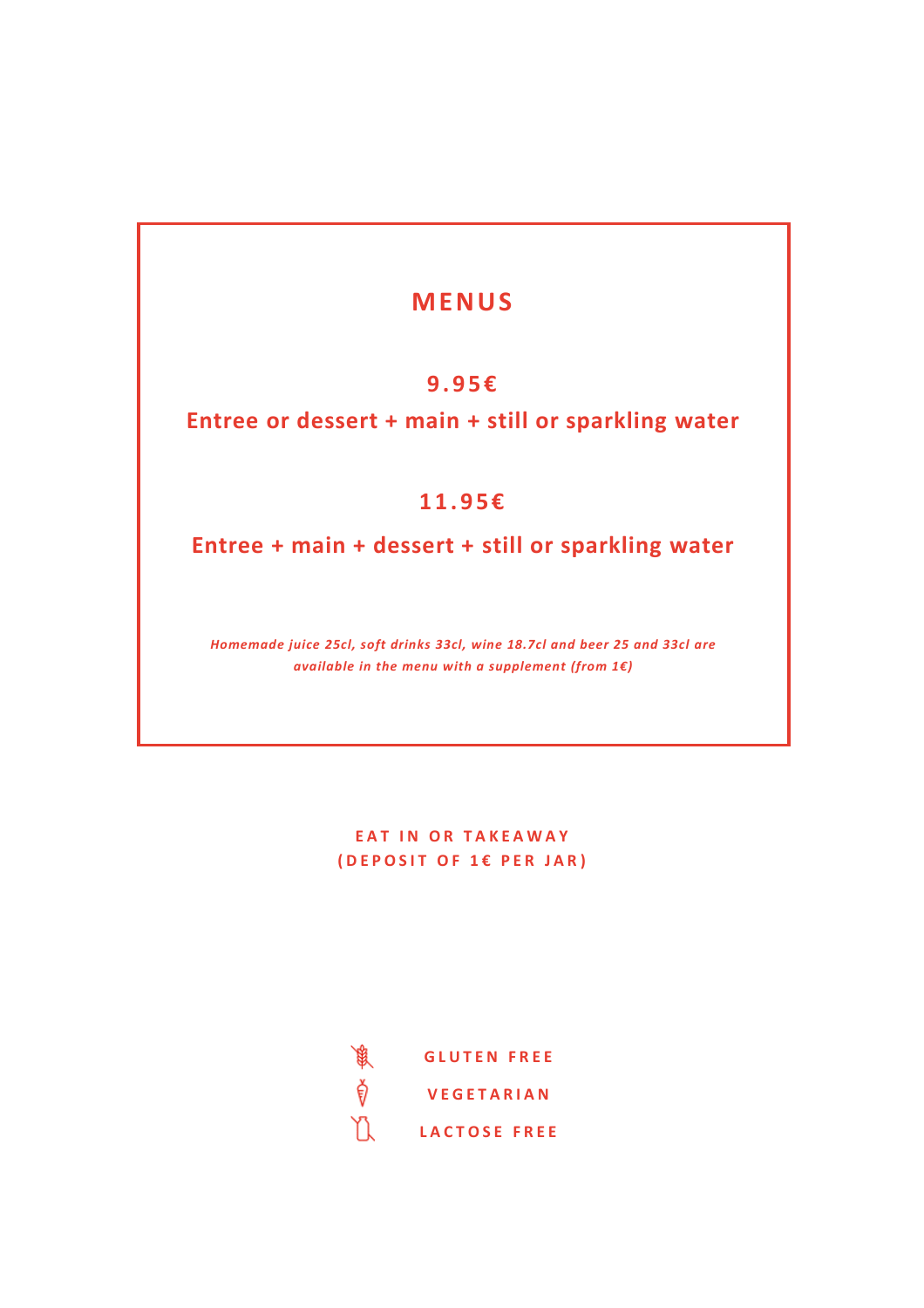# MENUS

## 9.95€

**Entree or dessert + main + still or sparkling water**

## 11.95€

**Entree + main + dessert + still or sparkling water**

***Homemade juice 25cl, soft drinks 33cl, wine 18.7cl and beer 25 and 33cl are available in the menu with a supplement (from 1€)***

**EAT IN OR TAKEAWAY**
**(DEPOSIT OF 1€ PER JAR)**

**GLUTEN FREE**

**VEGETARIAN**

**LACTOSE FREE**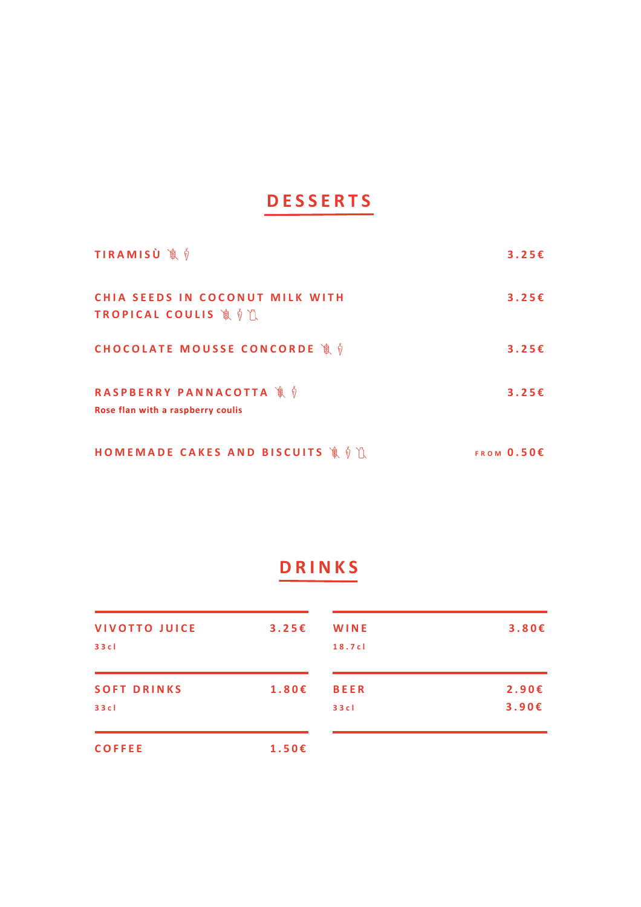# DESSERTS

| | |
|---|---|
| **TIRAMISÙ** | 3.25€ |
| **CHIA SEEDS IN COCONUT MILK WITH TROPICAL COULIS** | 3.25€ |
| **CHOCOLATE MOUSSE CONCORDE** | 3.25€ |
| **RASPBERRY PANNACOTTA**<br>Rose flan with a raspberry coulis | 3.25€ |
| **HOMEMADE CAKES AND BISCUITS** | FROM 0.50€ |

# DRINKS

| | |
|---|---|
| **VIVOTTO JUICE**<br>33cl | 3.25€ |
| **SOFT DRINKS**<br>33cl | 1.80€ |
| **COFFEE** | 1.50€ |
| **WINE**<br>18.7cl | 3.80€ |
| **BEER**<br>33cl | 2.90€<br>3.90€ |